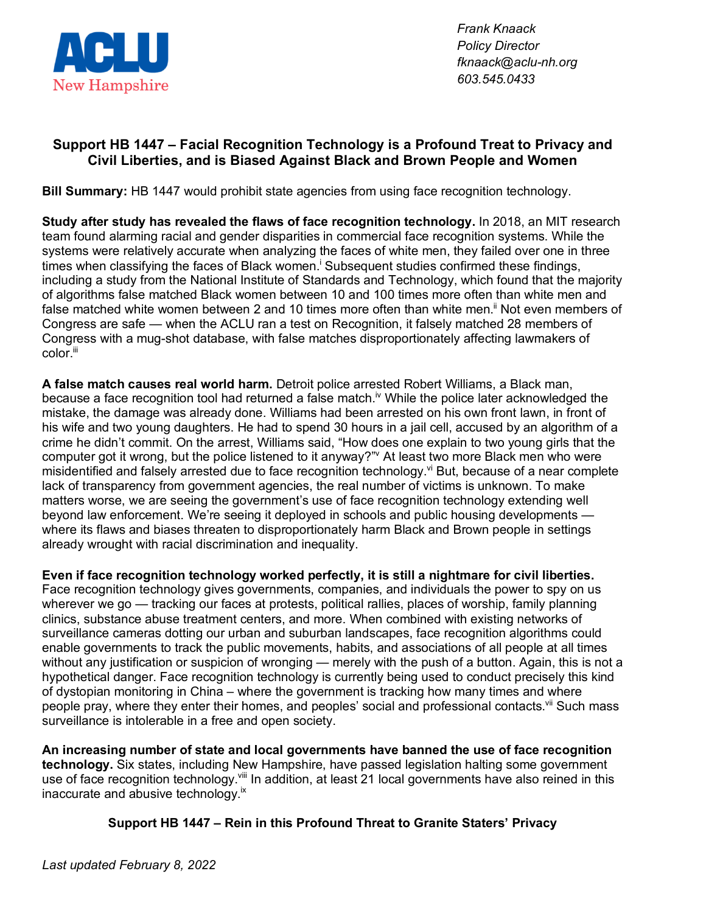ACLU New Hampshire

*Frank Knaack*
*Policy Director*
*fknaack@aclu-nh.org*
*603.545.0433*

## Support HB 1447 – Facial Recognition Technology is a Profound Treat to Privacy and Civil Liberties, and is Biased Against Black and Brown People and Women

**Bill Summary:** HB 1447 would prohibit state agencies from using face recognition technology.

**Study after study has revealed the flaws of face recognition technology.** In 2018, an MIT research team found alarming racial and gender disparities in commercial face recognition systems. While the systems were relatively accurate when analyzing the faces of white men, they failed over one in three times when classifying the faces of Black women.[i] Subsequent studies confirmed these findings, including a study from the National Institute of Standards and Technology, which found that the majority of algorithms false matched Black women between 10 and 100 times more often than white men and false matched white women between 2 and 10 times more often than white men.[ii] Not even members of Congress are safe — when the ACLU ran a test on Recognition, it falsely matched 28 members of Congress with a mug-shot database, with false matches disproportionately affecting lawmakers of color.[iii]

**A false match causes real world harm.** Detroit police arrested Robert Williams, a Black man, because a face recognition tool had returned a false match.[iv] While the police later acknowledged the mistake, the damage was already done. Williams had been arrested on his own front lawn, in front of his wife and two young daughters. He had to spend 30 hours in a jail cell, accused by an algorithm of a crime he didn't commit. On the arrest, Williams said, "How does one explain to two young girls that the computer got it wrong, but the police listened to it anyway?"[v] At least two more Black men who were misidentified and falsely arrested due to face recognition technology.[vi] But, because of a near complete lack of transparency from government agencies, the real number of victims is unknown. To make matters worse, we are seeing the government's use of face recognition technology extending well beyond law enforcement. We're seeing it deployed in schools and public housing developments — where its flaws and biases threaten to disproportionately harm Black and Brown people in settings already wrought with racial discrimination and inequality.

**Even if face recognition technology worked perfectly, it is still a nightmare for civil liberties.** Face recognition technology gives governments, companies, and individuals the power to spy on us wherever we go — tracking our faces at protests, political rallies, places of worship, family planning clinics, substance abuse treatment centers, and more. When combined with existing networks of surveillance cameras dotting our urban and suburban landscapes, face recognition algorithms could enable governments to track the public movements, habits, and associations of all people at all times without any justification or suspicion of wronging — merely with the push of a button. Again, this is not a hypothetical danger. Face recognition technology is currently being used to conduct precisely this kind of dystopian monitoring in China – where the government is tracking how many times and where people pray, where they enter their homes, and peoples' social and professional contacts.[vii] Such mass surveillance is intolerable in a free and open society.

**An increasing number of state and local governments have banned the use of face recognition technology.** Six states, including New Hampshire, have passed legislation halting some government use of face recognition technology.[viii] In addition, at least 21 local governments have also reined in this inaccurate and abusive technology.[ix]

**Support HB 1447 – Rein in this Profound Threat to Granite Staters' Privacy**

*Last updated February 8, 2022*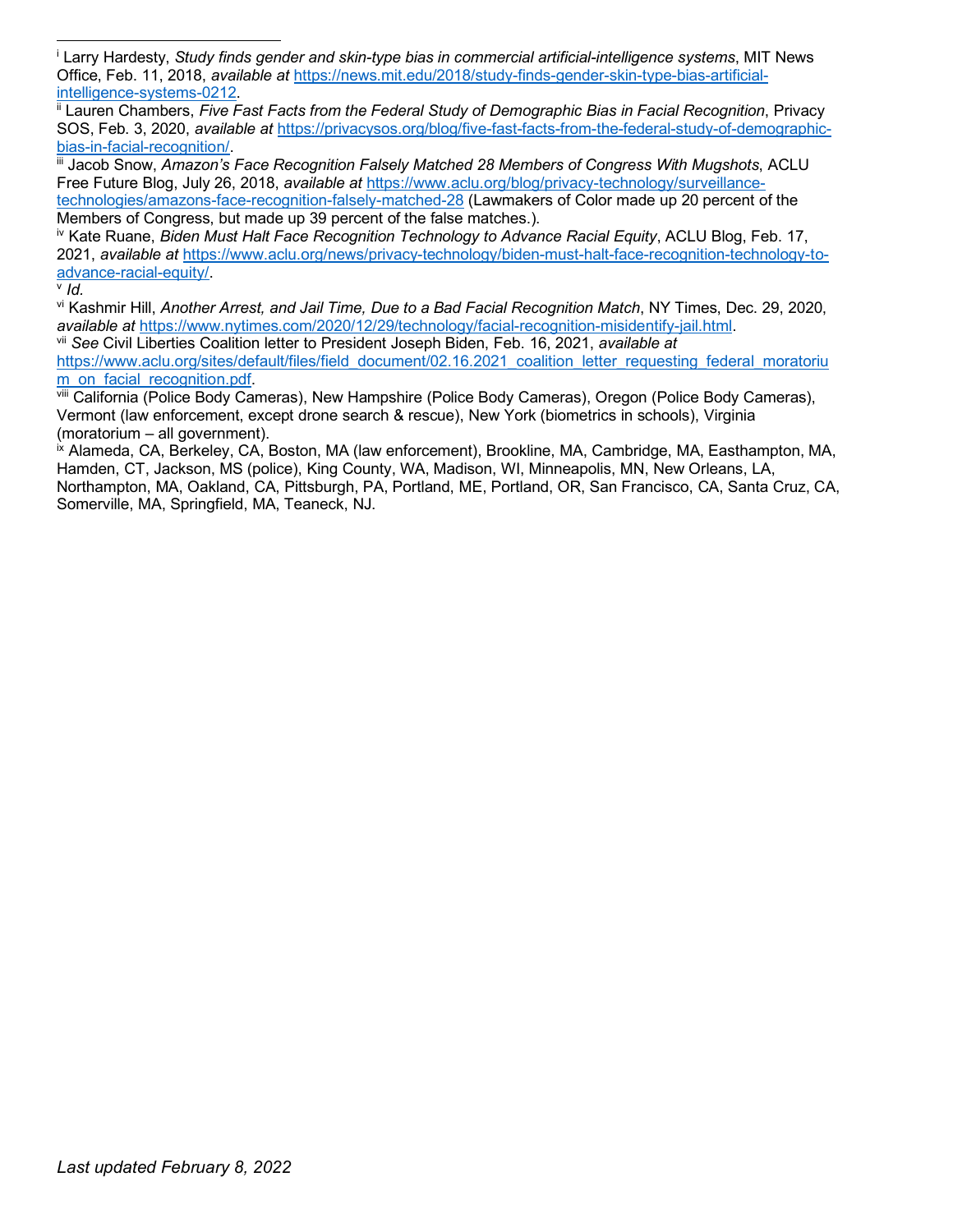[i] Larry Hardesty, *Study finds gender and skin-type bias in commercial artificial-intelligence systems*, MIT News Office, Feb. 11, 2018, *available at* https://news.mit.edu/2018/study-finds-gender-skin-type-bias-artificial-intelligence-systems-0212.

[ii] Lauren Chambers, *Five Fast Facts from the Federal Study of Demographic Bias in Facial Recognition*, Privacy SOS, Feb. 3, 2020, *available at* https://privacysos.org/blog/five-fast-facts-from-the-federal-study-of-demographic-bias-in-facial-recognition/.

[iii] Jacob Snow, *Amazon's Face Recognition Falsely Matched 28 Members of Congress With Mugshots*, ACLU Free Future Blog, July 26, 2018, *available at* https://www.aclu.org/blog/privacy-technology/surveillance-technologies/amazons-face-recognition-falsely-matched-28 (Lawmakers of Color made up 20 percent of the Members of Congress, but made up 39 percent of the false matches.).

[iv] Kate Ruane, *Biden Must Halt Face Recognition Technology to Advance Racial Equity*, ACLU Blog, Feb. 17, 2021, *available at* https://www.aclu.org/news/privacy-technology/biden-must-halt-face-recognition-technology-to-advance-racial-equity/.

[v] *Id.*

[vi] Kashmir Hill, *Another Arrest, and Jail Time, Due to a Bad Facial Recognition Match*, NY Times, Dec. 29, 2020, *available at* https://www.nytimes.com/2020/12/29/technology/facial-recognition-misidentify-jail.html.

[vii] *See* Civil Liberties Coalition letter to President Joseph Biden, Feb. 16, 2021, *available at* https://www.aclu.org/sites/default/files/field_document/02.16.2021_coalition_letter_requesting_federal_moratorium_on_facial_recognition.pdf.

[viii] California (Police Body Cameras), New Hampshire (Police Body Cameras), Oregon (Police Body Cameras), Vermont (law enforcement, except drone search & rescue), New York (biometrics in schools), Virginia (moratorium – all government).

[ix] Alameda, CA, Berkeley, CA, Boston, MA (law enforcement), Brookline, MA, Cambridge, MA, Easthampton, MA, Hamden, CT, Jackson, MS (police), King County, WA, Madison, WI, Minneapolis, MN, New Orleans, LA, Northampton, MA, Oakland, CA, Pittsburgh, PA, Portland, ME, Portland, OR, San Francisco, CA, Santa Cruz, CA, Somerville, MA, Springfield, MA, Teaneck, NJ.

*Last updated February 8, 2022*